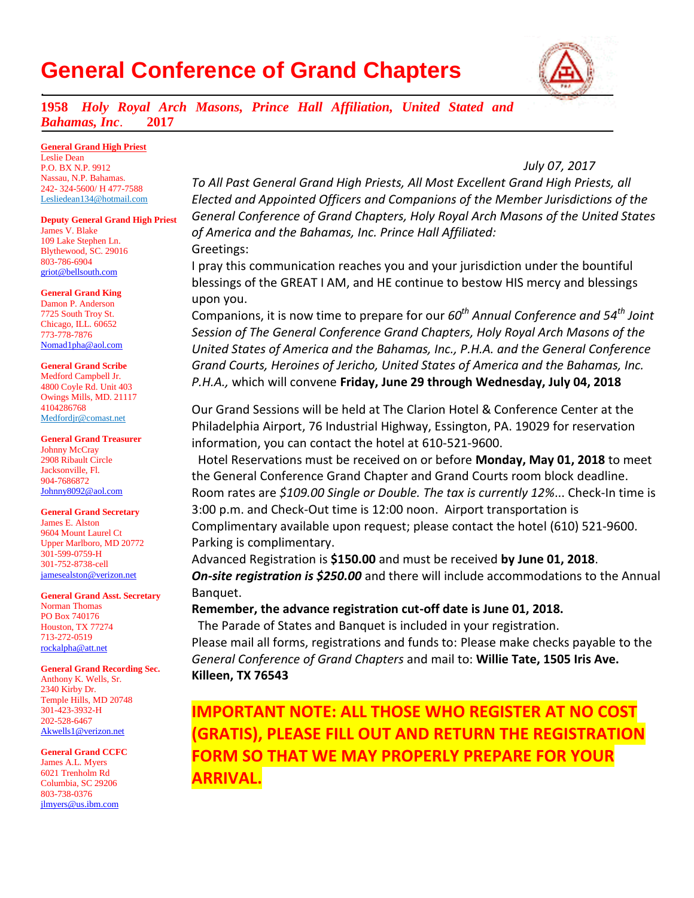# General Conference of Grand Chapters

***1958 Holy Royal Arch Masons, Prince Hall Affiliation, United Stated and Bahamas, Inc. 2017***

**General Grand High Priest**
Leslie Dean
P.O. BX N.P. 9912
Nassau, N.P. Bahamas.
242- 324-5600/ H 477-7588
Lesliedean134@hotmail.com

**Deputy General Grand High Priest**
James V. Blake
109 Lake Stephen Ln.
Blythewood, SC. 29016
803-786-6904
griot@bellsouth.com

**General Grand King**
Damon P. Anderson
7725 South Troy St.
Chicago, ILL. 60652
773-778-7876
Nomad1pha@aol.com

**General Grand Scribe**
Medford Campbell Jr.
4800 Coyle Rd. Unit 403
Owings Mills, MD. 21117
4104286768
Medfordjr@comast.net

**General Grand Treasurer**
Johnny McCray
2908 Ribault Circle
Jacksonville, Fl.
904-7686872
Johnny8092@aol.com

**General Grand Secretary**
James E. Alston
9604 Mount Laurel Ct
Upper Marlboro, MD 20772
301-599-0759-H
301-752-8738-cell
jamesealston@verizon.net

**General Grand Asst. Secretary**
Norman Thomas
PO Box 740176
Houston, TX 77274
713-272-0519
rockalpha@att.net

**General Grand Recording Sec.**
Anthony K. Wells, Sr.
2340 Kirby Dr.
Temple Hills, MD 20748
301-423-3932-H
202-528-6467
Akwells1@verizon.net

**General Grand CCFC**
James A.L. Myers
6021 Trenholm Rd
Columbia, SC 29206
803-738-0376
jlmyers@us.ibm.com

*July 07, 2017*

*To All Past General Grand High Priests, All Most Excellent Grand High Priests, all Elected and Appointed Officers and Companions of the Member Jurisdictions of the General Conference of Grand Chapters, Holy Royal Arch Masons of the United States of America and the Bahamas, Inc. Prince Hall Affiliated:*

Greetings:

I pray this communication reaches you and your jurisdiction under the bountiful blessings of the GREAT I AM, and HE continue to bestow HIS mercy and blessings upon you.

Companions, it is now time to prepare for our *60th Annual Conference and 54th Joint Session of The General Conference Grand Chapters, Holy Royal Arch Masons of the United States of America and the Bahamas, Inc., P.H.A. and the General Conference Grand Courts, Heroines of Jericho, United States of America and the Bahamas, Inc. P.H.A.,* which will convene **Friday, June 29 through Wednesday, July 04, 2018**

Our Grand Sessions will be held at The Clarion Hotel & Conference Center at the Philadelphia Airport, 76 Industrial Highway, Essington, PA. 19029 for reservation information, you can contact the hotel at 610-521-9600.

Hotel Reservations must be received on or before **Monday, May 01, 2018** to meet the General Conference Grand Chapter and Grand Courts room block deadline. Room rates are *$109.00 Single or Double. The tax is currently 12%*... Check-In time is 3:00 p.m. and Check-Out time is 12:00 noon. Airport transportation is Complimentary available upon request; please contact the hotel (610) 521-9600. Parking is complimentary.

Advanced Registration is **$150.00** and must be received **by June 01, 2018**.

***On-site registration is $250.00*** and there will include accommodations to the Annual Banquet.

**Remember, the advance registration cut-off date is June 01, 2018.**

The Parade of States and Banquet is included in your registration.

Please mail all forms, registrations and funds to: Please make checks payable to the *General Conference of Grand Chapters* and mail to: **Willie Tate, 1505 Iris Ave. Killeen, TX 76543**

**IMPORTANT NOTE: ALL THOSE WHO REGISTER AT NO COST (GRATIS), PLEASE FILL OUT AND RETURN THE REGISTRATION FORM SO THAT WE MAY PROPERLY PREPARE FOR YOUR ARRIVAL.**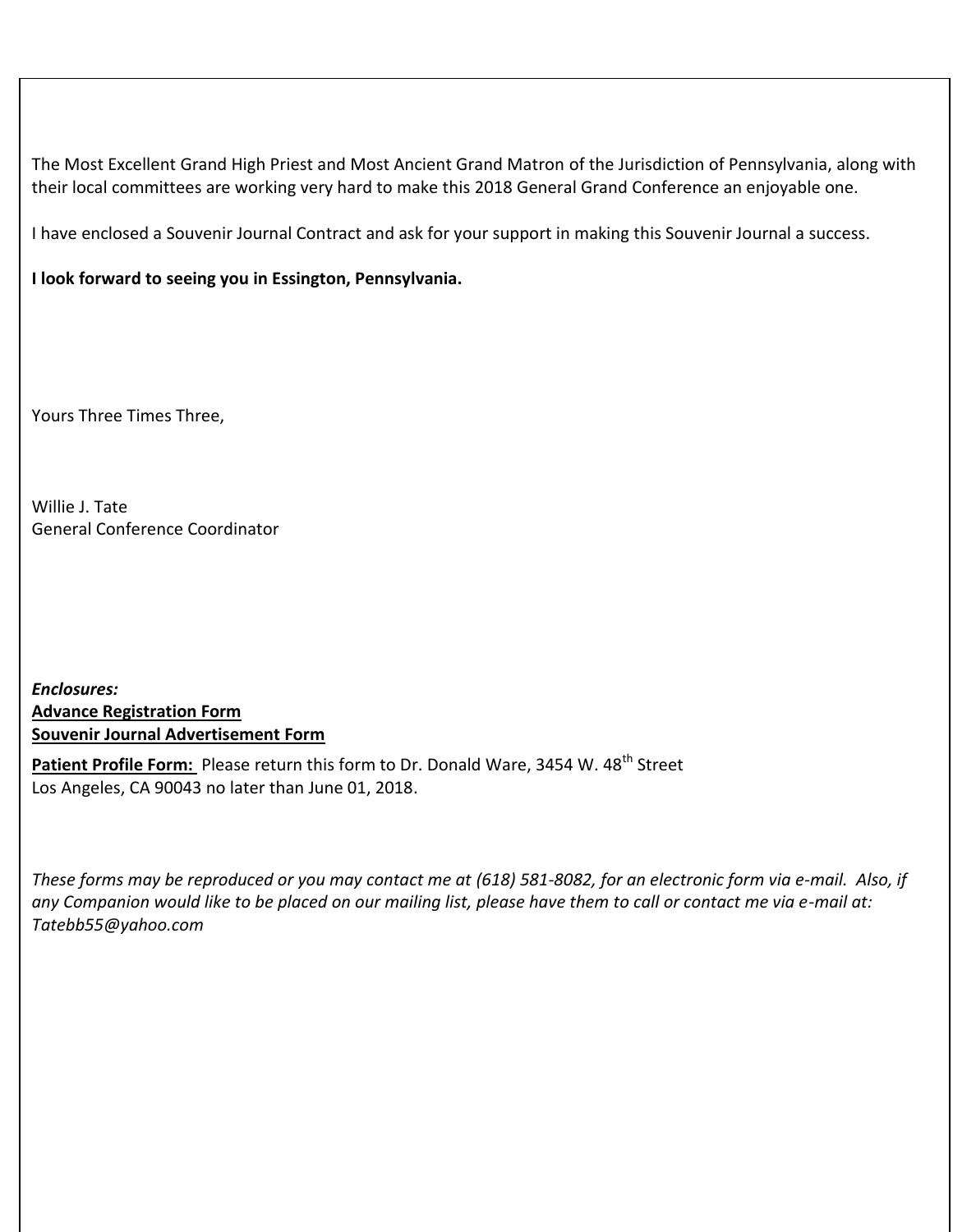The Most Excellent Grand High Priest and Most Ancient Grand Matron of the Jurisdiction of Pennsylvania, along with their local committees are working very hard to make this 2018 General Grand Conference an enjoyable one.

I have enclosed a Souvenir Journal Contract and ask for your support in making this Souvenir Journal a success.

**I look forward to seeing you in Essington, Pennsylvania.**

Yours Three Times Three,

Willie J. Tate
General Conference Coordinator

***Enclosures:***
**Advance Registration Form**
**Souvenir Journal Advertisement Form**

**Patient Profile Form:** Please return this form to Dr. Donald Ware, 3454 W. 48th Street
Los Angeles, CA 90043 no later than June 01, 2018.

*These forms may be reproduced or you may contact me at (618) 581-8082, for an electronic form via e-mail. Also, if any Companion would like to be placed on our mailing list, please have them to call or contact me via e-mail at: Tatebb55@yahoo.com*